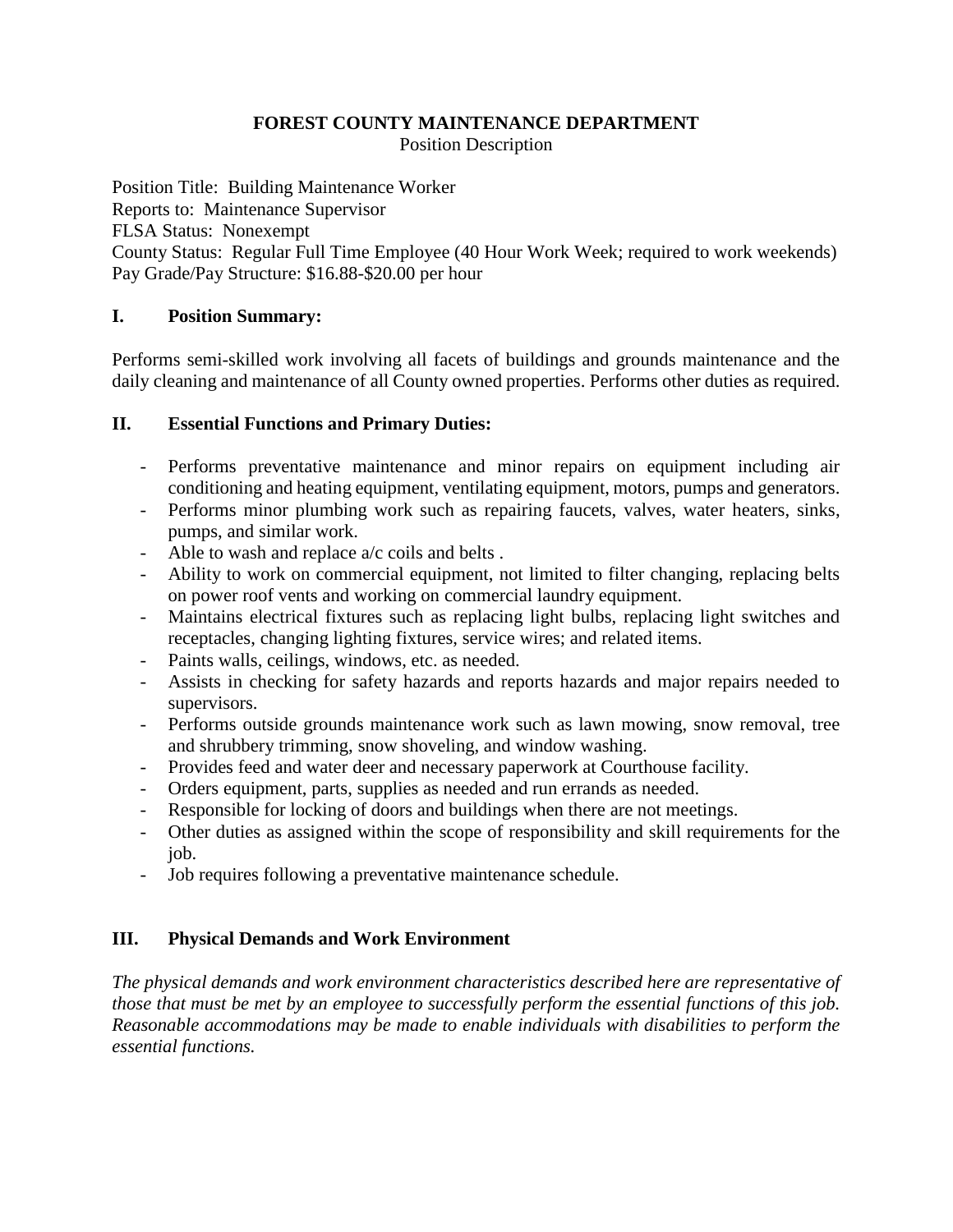# FOREST COUNTY MAINTENANCE DEPARTMENT

Position Description

Position Title: Building Maintenance Worker
Reports to: Maintenance Supervisor
FLSA Status: Nonexempt
County Status: Regular Full Time Employee (40 Hour Work Week; required to work weekends)
Pay Grade/Pay Structure: $16.88-$20.00 per hour

## I. Position Summary:

Performs semi-skilled work involving all facets of buildings and grounds maintenance and the daily cleaning and maintenance of all County owned properties. Performs other duties as required.

## II. Essential Functions and Primary Duties:

- Performs preventative maintenance and minor repairs on equipment including air conditioning and heating equipment, ventilating equipment, motors, pumps and generators.
- Performs minor plumbing work such as repairing faucets, valves, water heaters, sinks, pumps, and similar work.
- Able to wash and replace a/c coils and belts .
- Ability to work on commercial equipment, not limited to filter changing, replacing belts on power roof vents and working on commercial laundry equipment.
- Maintains electrical fixtures such as replacing light bulbs, replacing light switches and receptacles, changing lighting fixtures, service wires; and related items.
- Paints walls, ceilings, windows, etc. as needed.
- Assists in checking for safety hazards and reports hazards and major repairs needed to supervisors.
- Performs outside grounds maintenance work such as lawn mowing, snow removal, tree and shrubbery trimming, snow shoveling, and window washing.
- Provides feed and water deer and necessary paperwork at Courthouse facility.
- Orders equipment, parts, supplies as needed and run errands as needed.
- Responsible for locking of doors and buildings when there are not meetings.
- Other duties as assigned within the scope of responsibility and skill requirements for the job.
- Job requires following a preventative maintenance schedule.

## III. Physical Demands and Work Environment

*The physical demands and work environment characteristics described here are representative of those that must be met by an employee to successfully perform the essential functions of this job. Reasonable accommodations may be made to enable individuals with disabilities to perform the essential functions.*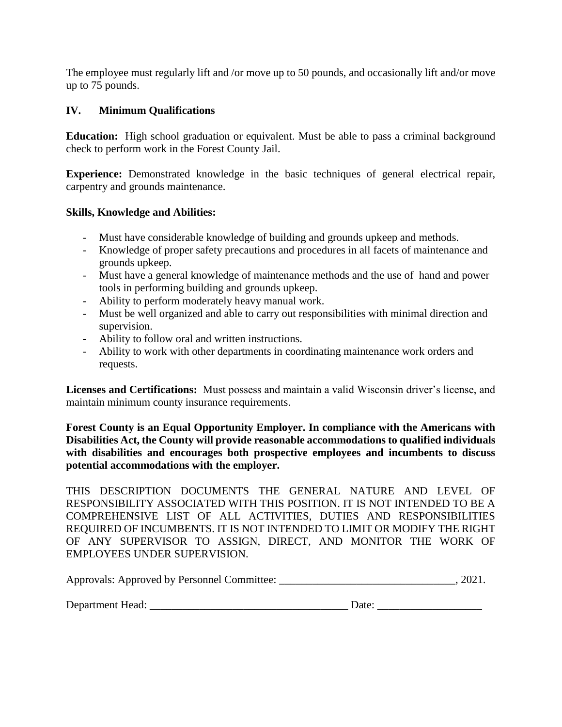The employee must regularly lift and /or move up to 50 pounds, and occasionally lift and/or move up to 75 pounds.

## IV. Minimum Qualifications

**Education:** High school graduation or equivalent. Must be able to pass a criminal background check to perform work in the Forest County Jail.

**Experience:** Demonstrated knowledge in the basic techniques of general electrical repair, carpentry and grounds maintenance.

**Skills, Knowledge and Abilities:**

- Must have considerable knowledge of building and grounds upkeep and methods.
- Knowledge of proper safety precautions and procedures in all facets of maintenance and grounds upkeep.
- Must have a general knowledge of maintenance methods and the use of hand and power tools in performing building and grounds upkeep.
- Ability to perform moderately heavy manual work.
- Must be well organized and able to carry out responsibilities with minimal direction and supervision.
- Ability to follow oral and written instructions.
- Ability to work with other departments in coordinating maintenance work orders and requests.

**Licenses and Certifications:** Must possess and maintain a valid Wisconsin driver's license, and maintain minimum county insurance requirements.

**Forest County is an Equal Opportunity Employer. In compliance with the Americans with Disabilities Act, the County will provide reasonable accommodations to qualified individuals with disabilities and encourages both prospective employees and incumbents to discuss potential accommodations with the employer.**

THIS DESCRIPTION DOCUMENTS THE GENERAL NATURE AND LEVEL OF RESPONSIBILITY ASSOCIATED WITH THIS POSITION. IT IS NOT INTENDED TO BE A COMPREHENSIVE LIST OF ALL ACTIVITIES, DUTIES AND RESPONSIBILITIES REQUIRED OF INCUMBENTS. IT IS NOT INTENDED TO LIMIT OR MODIFY THE RIGHT OF ANY SUPERVISOR TO ASSIGN, DIRECT, AND MONITOR THE WORK OF EMPLOYEES UNDER SUPERVISION.

Approvals: Approved by Personnel Committee: ________________________________, 2021.

Department Head: ____________________________________ Date: ___________________